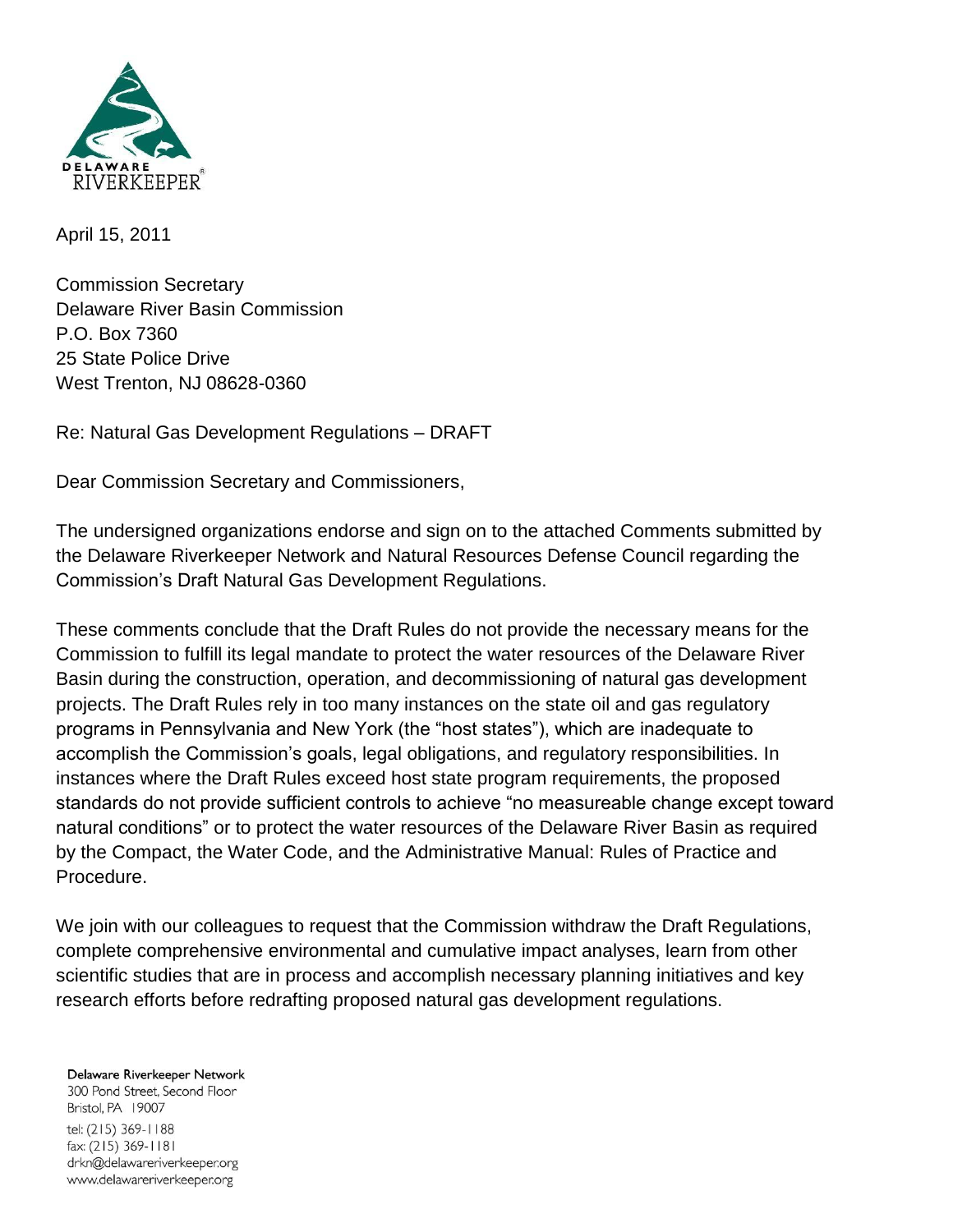DELAWARE RIVERKEEPER®

April 15, 2011

Commission Secretary
Delaware River Basin Commission
P.O. Box 7360
25 State Police Drive
West Trenton, NJ 08628-0360

Re: Natural Gas Development Regulations – DRAFT

Dear Commission Secretary and Commissioners,

The undersigned organizations endorse and sign on to the attached Comments submitted by the Delaware Riverkeeper Network and Natural Resources Defense Council regarding the Commission's Draft Natural Gas Development Regulations.

These comments conclude that the Draft Rules do not provide the necessary means for the Commission to fulfill its legal mandate to protect the water resources of the Delaware River Basin during the construction, operation, and decommissioning of natural gas development projects. The Draft Rules rely in too many instances on the state oil and gas regulatory programs in Pennsylvania and New York (the "host states"), which are inadequate to accomplish the Commission's goals, legal obligations, and regulatory responsibilities. In instances where the Draft Rules exceed host state program requirements, the proposed standards do not provide sufficient controls to achieve "no measureable change except toward natural conditions" or to protect the water resources of the Delaware River Basin as required by the Compact, the Water Code, and the Administrative Manual: Rules of Practice and Procedure.

We join with our colleagues to request that the Commission withdraw the Draft Regulations, complete comprehensive environmental and cumulative impact analyses, learn from other scientific studies that are in process and accomplish necessary planning initiatives and key research efforts before redrafting proposed natural gas development regulations.

Delaware Riverkeeper Network
300 Pond Street, Second Floor
Bristol, PA 19007
tel: (215) 369-1188
fax: (215) 369-1181
drkn@delawareriverkeeper.org
www.delawareriverkeeper.org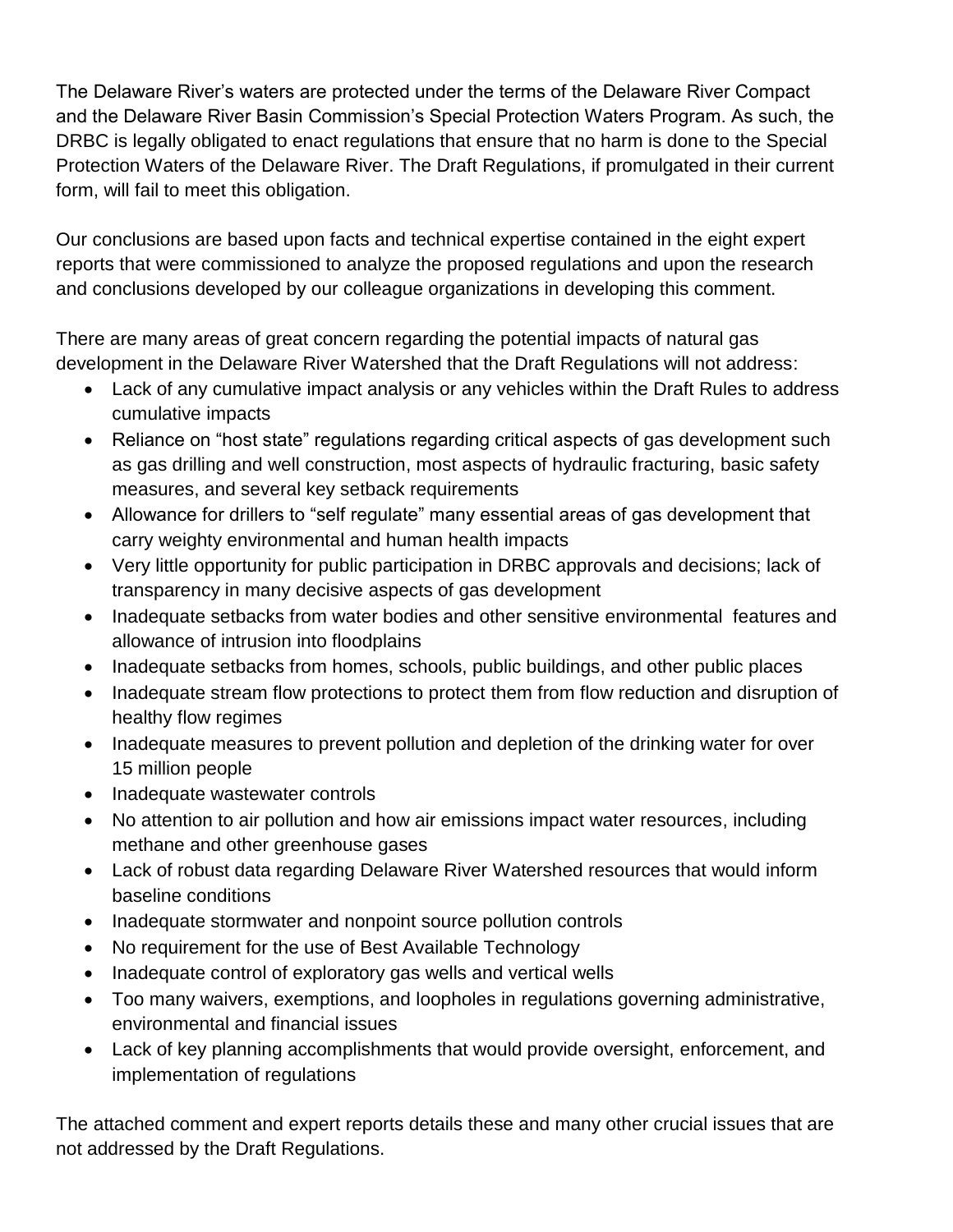The Delaware River's waters are protected under the terms of the Delaware River Compact and the Delaware River Basin Commission's Special Protection Waters Program. As such, the DRBC is legally obligated to enact regulations that ensure that no harm is done to the Special Protection Waters of the Delaware River. The Draft Regulations, if promulgated in their current form, will fail to meet this obligation.

Our conclusions are based upon facts and technical expertise contained in the eight expert reports that were commissioned to analyze the proposed regulations and upon the research and conclusions developed by our colleague organizations in developing this comment.

There are many areas of great concern regarding the potential impacts of natural gas development in the Delaware River Watershed that the Draft Regulations will not address:

- Lack of any cumulative impact analysis or any vehicles within the Draft Rules to address cumulative impacts
- Reliance on "host state" regulations regarding critical aspects of gas development such as gas drilling and well construction, most aspects of hydraulic fracturing, basic safety measures, and several key setback requirements
- Allowance for drillers to "self regulate" many essential areas of gas development that carry weighty environmental and human health impacts
- Very little opportunity for public participation in DRBC approvals and decisions; lack of transparency in many decisive aspects of gas development
- Inadequate setbacks from water bodies and other sensitive environmental features and allowance of intrusion into floodplains
- Inadequate setbacks from homes, schools, public buildings, and other public places
- Inadequate stream flow protections to protect them from flow reduction and disruption of healthy flow regimes
- Inadequate measures to prevent pollution and depletion of the drinking water for over 15 million people
- Inadequate wastewater controls
- No attention to air pollution and how air emissions impact water resources, including methane and other greenhouse gases
- Lack of robust data regarding Delaware River Watershed resources that would inform baseline conditions
- Inadequate stormwater and nonpoint source pollution controls
- No requirement for the use of Best Available Technology
- Inadequate control of exploratory gas wells and vertical wells
- Too many waivers, exemptions, and loopholes in regulations governing administrative, environmental and financial issues
- Lack of key planning accomplishments that would provide oversight, enforcement, and implementation of regulations

The attached comment and expert reports details these and many other crucial issues that are not addressed by the Draft Regulations.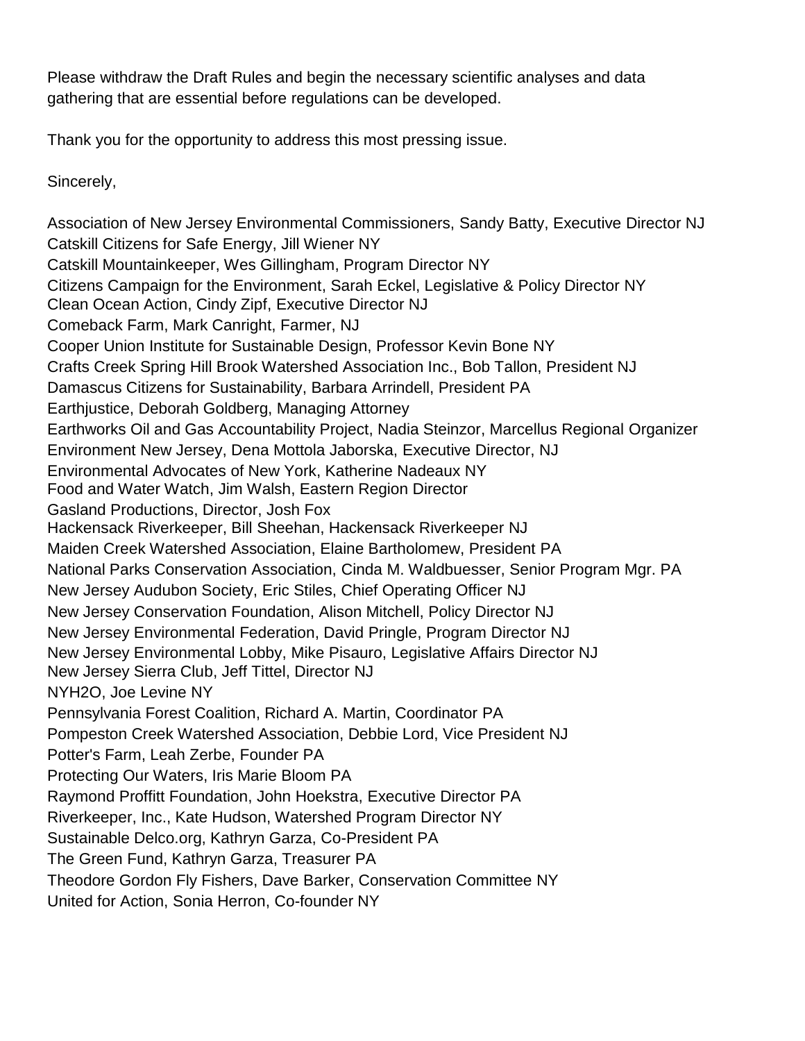Please withdraw the Draft Rules and begin the necessary scientific analyses and data gathering that are essential before regulations can be developed.

Thank you for the opportunity to address this most pressing issue.

Sincerely,

Association of New Jersey Environmental Commissioners, Sandy Batty, Executive Director NJ
Catskill Citizens for Safe Energy, Jill Wiener NY
Catskill Mountainkeeper, Wes Gillingham, Program Director NY
Citizens Campaign for the Environment, Sarah Eckel, Legislative & Policy Director NY
Clean Ocean Action, Cindy Zipf, Executive Director NJ
Comeback Farm, Mark Canright, Farmer, NJ
Cooper Union Institute for Sustainable Design, Professor Kevin Bone NY
Crafts Creek Spring Hill Brook Watershed Association Inc., Bob Tallon, President NJ
Damascus Citizens for Sustainability, Barbara Arrindell, President PA
Earthjustice, Deborah Goldberg, Managing Attorney
Earthworks Oil and Gas Accountability Project, Nadia Steinzor, Marcellus Regional Organizer
Environment New Jersey, Dena Mottola Jaborska, Executive Director, NJ
Environmental Advocates of New York, Katherine Nadeaux NY
Food and Water Watch, Jim Walsh, Eastern Region Director
Gasland Productions, Director, Josh Fox
Hackensack Riverkeeper, Bill Sheehan, Hackensack Riverkeeper NJ
Maiden Creek Watershed Association, Elaine Bartholomew, President PA
National Parks Conservation Association, Cinda M. Waldbuesser, Senior Program Mgr. PA
New Jersey Audubon Society, Eric Stiles, Chief Operating Officer NJ
New Jersey Conservation Foundation, Alison Mitchell, Policy Director NJ
New Jersey Environmental Federation, David Pringle, Program Director NJ
New Jersey Environmental Lobby, Mike Pisauro, Legislative Affairs Director NJ
New Jersey Sierra Club, Jeff Tittel, Director NJ
NYH2O, Joe Levine NY
Pennsylvania Forest Coalition, Richard A. Martin, Coordinator PA
Pompeston Creek Watershed Association, Debbie Lord, Vice President NJ
Potter's Farm, Leah Zerbe, Founder PA
Protecting Our Waters, Iris Marie Bloom PA
Raymond Proffitt Foundation, John Hoekstra, Executive Director PA
Riverkeeper, Inc., Kate Hudson, Watershed Program Director NY
Sustainable Delco.org, Kathryn Garza, Co-President PA
The Green Fund, Kathryn Garza, Treasurer PA
Theodore Gordon Fly Fishers, Dave Barker, Conservation Committee NY
United for Action, Sonia Herron, Co-founder NY